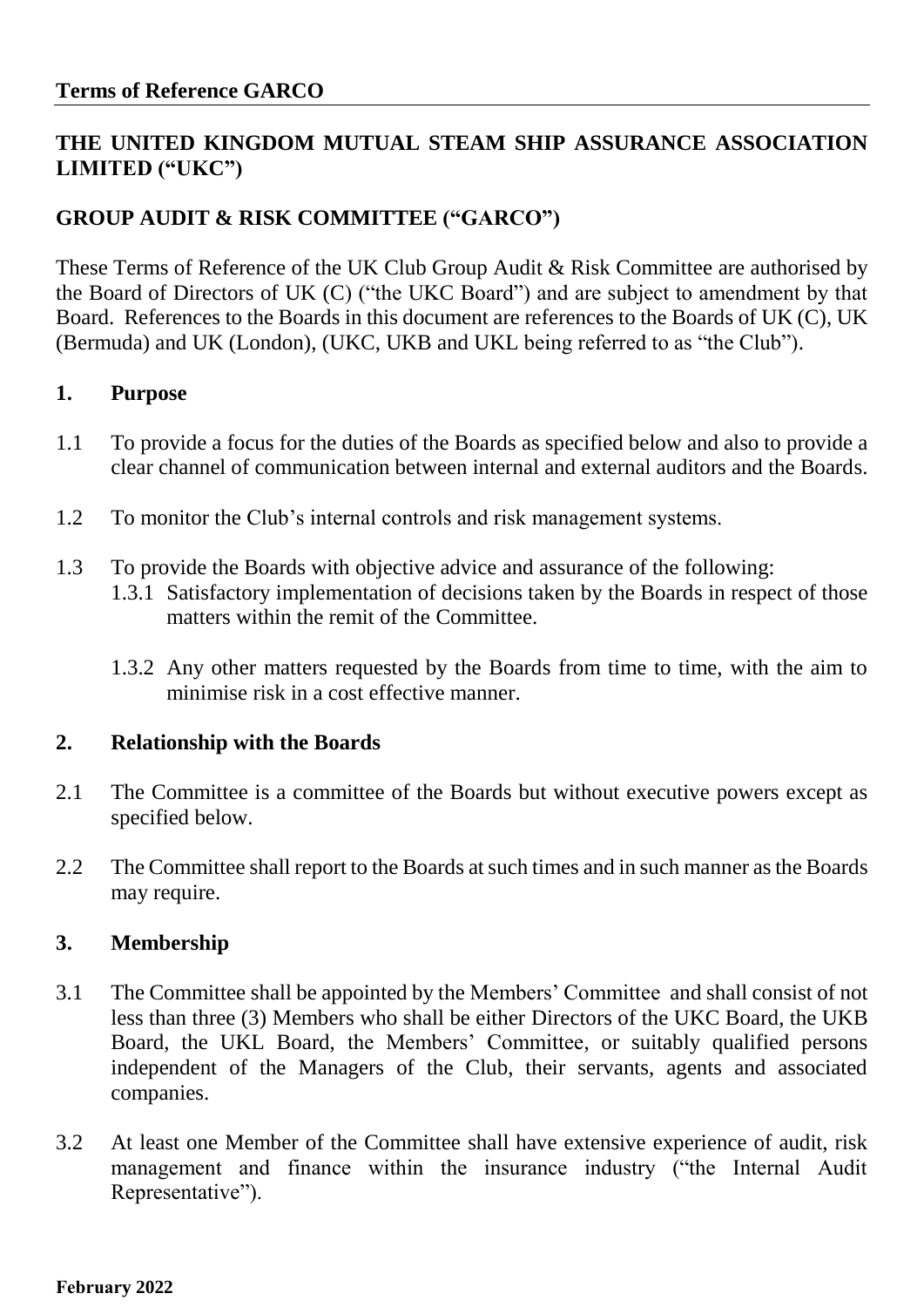**Terms of Reference GARCO**

# THE UNITED KINGDOM MUTUAL STEAM SHIP ASSURANCE ASSOCIATION LIMITED ("UKC")

## GROUP AUDIT & RISK COMMITTEE ("GARCO")

These Terms of Reference of the UK Club Group Audit & Risk Committee are authorised by the Board of Directors of UK (C) ("the UKC Board") and are subject to amendment by that Board. References to the Boards in this document are references to the Boards of UK (C), UK (Bermuda) and UK (London), (UKC, UKB and UKL being referred to as "the Club").

### 1. Purpose

1.1 To provide a focus for the duties of the Boards as specified below and also to provide a clear channel of communication between internal and external auditors and the Boards.

1.2 To monitor the Club's internal controls and risk management systems.

1.3 To provide the Boards with objective advice and assurance of the following:

1.3.1 Satisfactory implementation of decisions taken by the Boards in respect of those matters within the remit of the Committee.

1.3.2 Any other matters requested by the Boards from time to time, with the aim to minimise risk in a cost effective manner.

### 2. Relationship with the Boards

2.1 The Committee is a committee of the Boards but without executive powers except as specified below.

2.2 The Committee shall report to the Boards at such times and in such manner as the Boards may require.

### 3. Membership

3.1 The Committee shall be appointed by the Members' Committee and shall consist of not less than three (3) Members who shall be either Directors of the UKC Board, the UKB Board, the UKL Board, the Members' Committee, or suitably qualified persons independent of the Managers of the Club, their servants, agents and associated companies.

3.2 At least one Member of the Committee shall have extensive experience of audit, risk management and finance within the insurance industry ("the Internal Audit Representative").

**February 2022**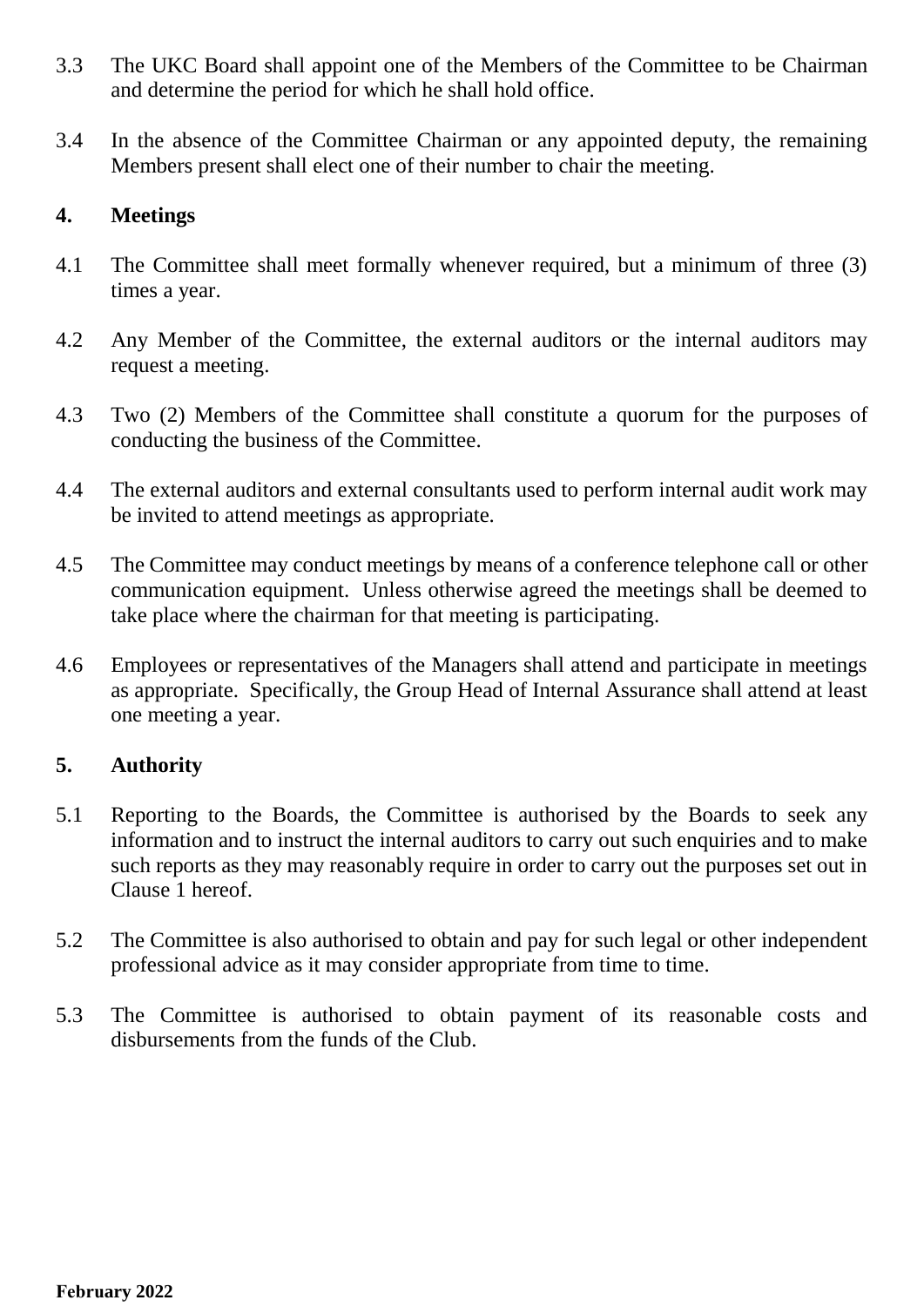3.3 The UKC Board shall appoint one of the Members of the Committee to be Chairman and determine the period for which he shall hold office.

3.4 In the absence of the Committee Chairman or any appointed deputy, the remaining Members present shall elect one of their number to chair the meeting.

## 4. Meetings

4.1 The Committee shall meet formally whenever required, but a minimum of three (3) times a year.

4.2 Any Member of the Committee, the external auditors or the internal auditors may request a meeting.

4.3 Two (2) Members of the Committee shall constitute a quorum for the purposes of conducting the business of the Committee.

4.4 The external auditors and external consultants used to perform internal audit work may be invited to attend meetings as appropriate.

4.5 The Committee may conduct meetings by means of a conference telephone call or other communication equipment. Unless otherwise agreed the meetings shall be deemed to take place where the chairman for that meeting is participating.

4.6 Employees or representatives of the Managers shall attend and participate in meetings as appropriate. Specifically, the Group Head of Internal Assurance shall attend at least one meeting a year.

## 5. Authority

5.1 Reporting to the Boards, the Committee is authorised by the Boards to seek any information and to instruct the internal auditors to carry out such enquiries and to make such reports as they may reasonably require in order to carry out the purposes set out in Clause 1 hereof.

5.2 The Committee is also authorised to obtain and pay for such legal or other independent professional advice as it may consider appropriate from time to time.

5.3 The Committee is authorised to obtain payment of its reasonable costs and disbursements from the funds of the Club.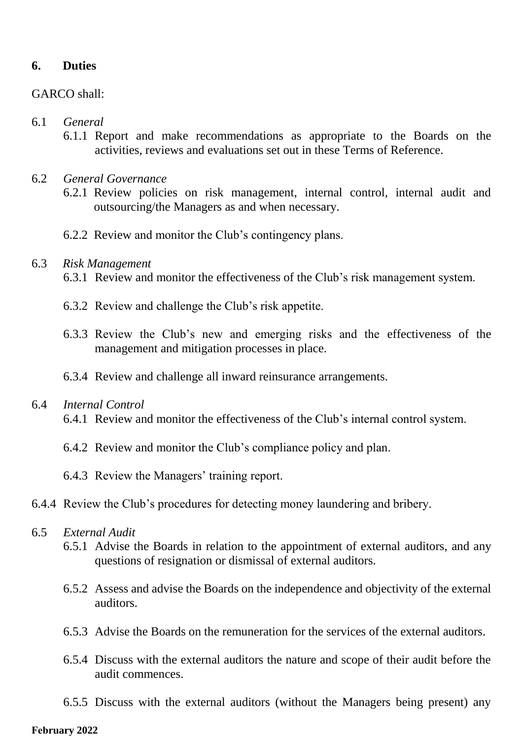## 6. Duties

GARCO shall:

6.1 *General*

6.1.1 Report and make recommendations as appropriate to the Boards on the activities, reviews and evaluations set out in these Terms of Reference.

6.2 *General Governance*

6.2.1 Review policies on risk management, internal control, internal audit and outsourcing/the Managers as and when necessary.

6.2.2 Review and monitor the Club's contingency plans.

6.3 *Risk Management*

6.3.1 Review and monitor the effectiveness of the Club's risk management system.

6.3.2 Review and challenge the Club's risk appetite.

6.3.3 Review the Club's new and emerging risks and the effectiveness of the management and mitigation processes in place.

6.3.4 Review and challenge all inward reinsurance arrangements.

6.4 *Internal Control*

6.4.1 Review and monitor the effectiveness of the Club's internal control system.

6.4.2 Review and monitor the Club's compliance policy and plan.

6.4.3 Review the Managers' training report.

6.4.4 Review the Club's procedures for detecting money laundering and bribery.

6.5 *External Audit*

6.5.1 Advise the Boards in relation to the appointment of external auditors, and any questions of resignation or dismissal of external auditors.

6.5.2 Assess and advise the Boards on the independence and objectivity of the external auditors.

6.5.3 Advise the Boards on the remuneration for the services of the external auditors.

6.5.4 Discuss with the external auditors the nature and scope of their audit before the audit commences.

6.5.5 Discuss with the external auditors (without the Managers being present) any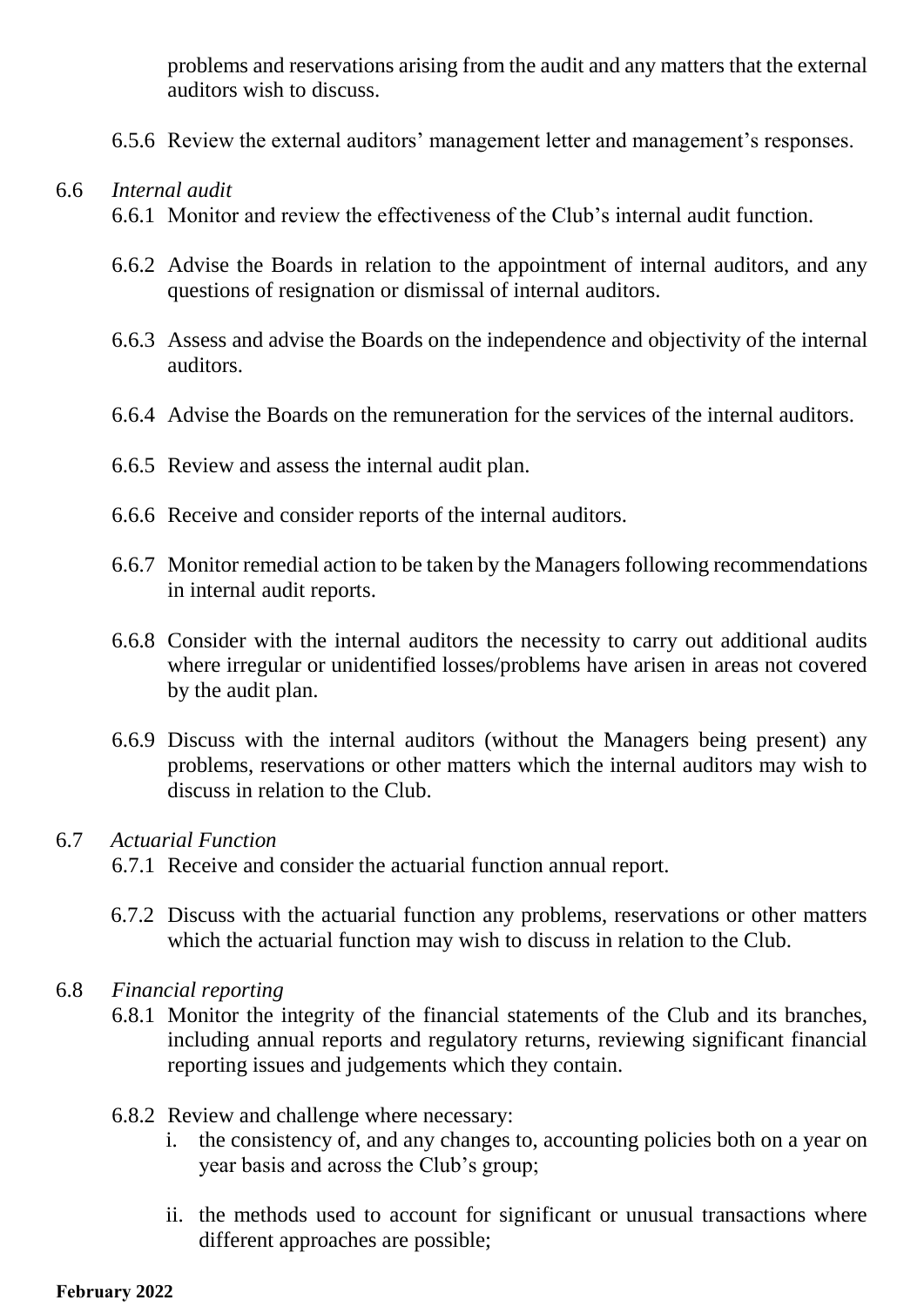problems and reservations arising from the audit and any matters that the external auditors wish to discuss.

6.5.6 Review the external auditors' management letter and management's responses.

6.6 *Internal audit*

6.6.1 Monitor and review the effectiveness of the Club's internal audit function.

6.6.2 Advise the Boards in relation to the appointment of internal auditors, and any questions of resignation or dismissal of internal auditors.

6.6.3 Assess and advise the Boards on the independence and objectivity of the internal auditors.

6.6.4 Advise the Boards on the remuneration for the services of the internal auditors.

6.6.5 Review and assess the internal audit plan.

6.6.6 Receive and consider reports of the internal auditors.

6.6.7 Monitor remedial action to be taken by the Managers following recommendations in internal audit reports.

6.6.8 Consider with the internal auditors the necessity to carry out additional audits where irregular or unidentified losses/problems have arisen in areas not covered by the audit plan.

6.6.9 Discuss with the internal auditors (without the Managers being present) any problems, reservations or other matters which the internal auditors may wish to discuss in relation to the Club.

6.7 *Actuarial Function*

6.7.1 Receive and consider the actuarial function annual report.

6.7.2 Discuss with the actuarial function any problems, reservations or other matters which the actuarial function may wish to discuss in relation to the Club.

6.8 *Financial reporting*

6.8.1 Monitor the integrity of the financial statements of the Club and its branches, including annual reports and regulatory returns, reviewing significant financial reporting issues and judgements which they contain.

6.8.2 Review and challenge where necessary:

i. the consistency of, and any changes to, accounting policies both on a year on year basis and across the Club's group;

ii. the methods used to account for significant or unusual transactions where different approaches are possible;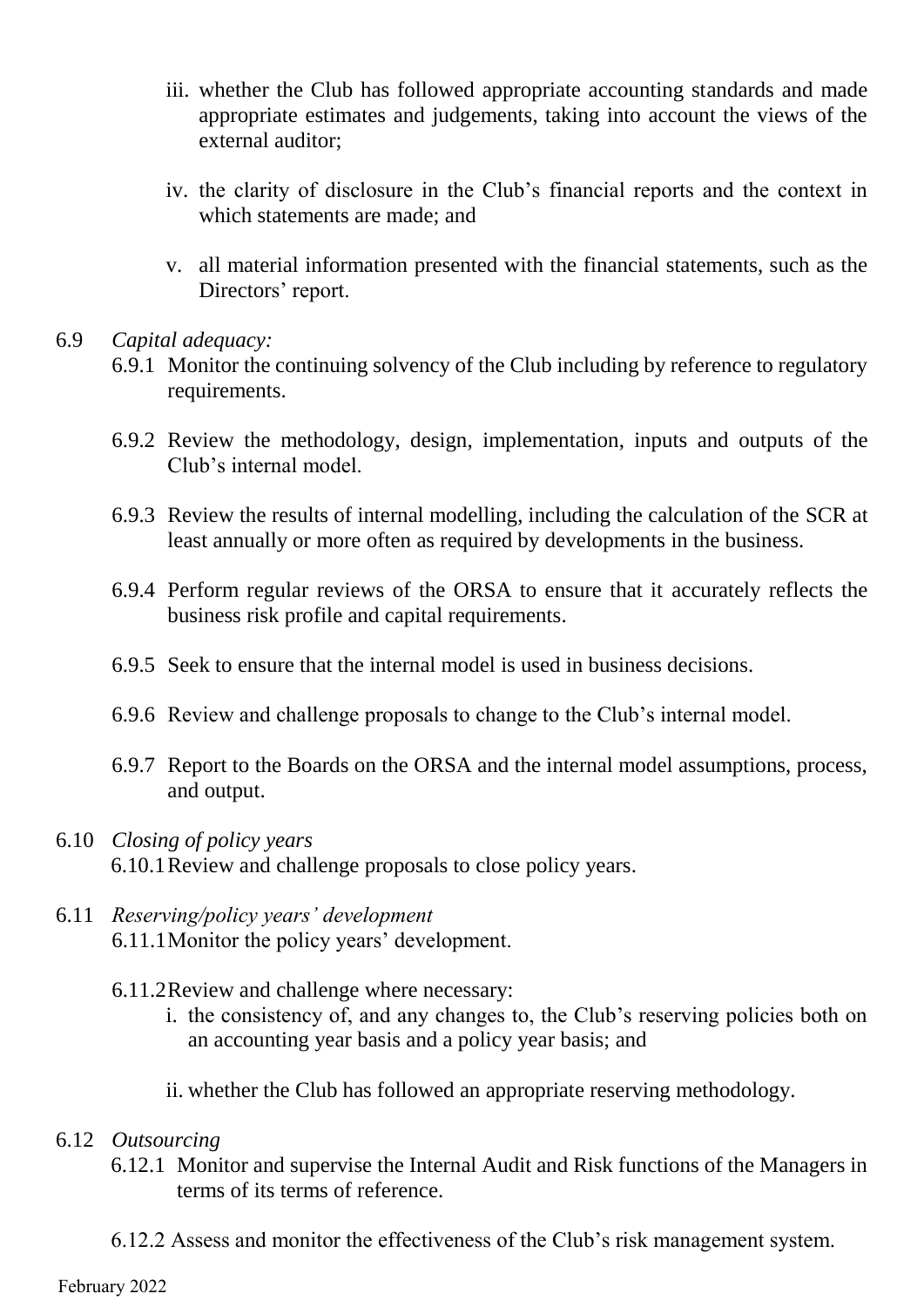iii. whether the Club has followed appropriate accounting standards and made appropriate estimates and judgements, taking into account the views of the external auditor;

iv. the clarity of disclosure in the Club's financial reports and the context in which statements are made; and

v. all material information presented with the financial statements, such as the Directors' report.

6.9 *Capital adequacy:*

6.9.1 Monitor the continuing solvency of the Club including by reference to regulatory requirements.

6.9.2 Review the methodology, design, implementation, inputs and outputs of the Club's internal model.

6.9.3 Review the results of internal modelling, including the calculation of the SCR at least annually or more often as required by developments in the business.

6.9.4 Perform regular reviews of the ORSA to ensure that it accurately reflects the business risk profile and capital requirements.

6.9.5 Seek to ensure that the internal model is used in business decisions.

6.9.6 Review and challenge proposals to change to the Club's internal model.

6.9.7 Report to the Boards on the ORSA and the internal model assumptions, process, and output.

6.10 *Closing of policy years*

6.10.1 Review and challenge proposals to close policy years.

6.11 *Reserving/policy years' development*

6.11.1 Monitor the policy years' development.

6.11.2 Review and challenge where necessary:

i. the consistency of, and any changes to, the Club's reserving policies both on an accounting year basis and a policy year basis; and

ii. whether the Club has followed an appropriate reserving methodology.

6.12 *Outsourcing*

6.12.1 Monitor and supervise the Internal Audit and Risk functions of the Managers in terms of its terms of reference.

6.12.2 Assess and monitor the effectiveness of the Club's risk management system.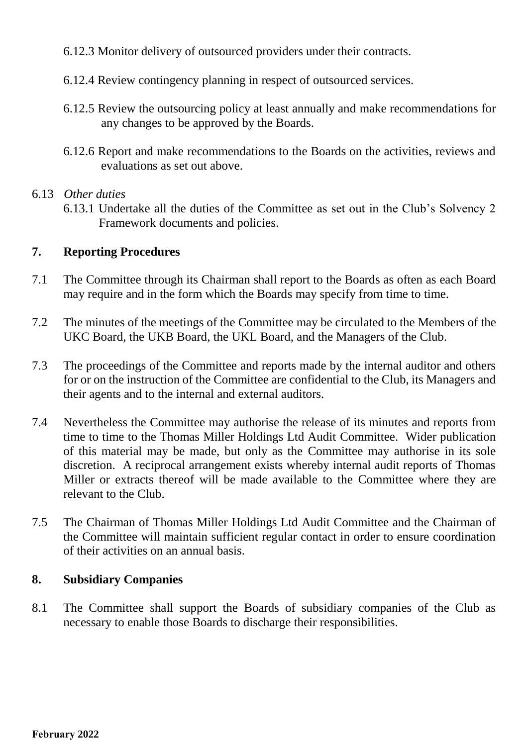6.12.3 Monitor delivery of outsourced providers under their contracts.

6.12.4 Review contingency planning in respect of outsourced services.

6.12.5 Review the outsourcing policy at least annually and make recommendations for any changes to be approved by the Boards.

6.12.6 Report and make recommendations to the Boards on the activities, reviews and evaluations as set out above.

6.13 *Other duties*

6.13.1 Undertake all the duties of the Committee as set out in the Club's Solvency 2 Framework documents and policies.

## 7. Reporting Procedures

7.1 The Committee through its Chairman shall report to the Boards as often as each Board may require and in the form which the Boards may specify from time to time.

7.2 The minutes of the meetings of the Committee may be circulated to the Members of the UKC Board, the UKB Board, the UKL Board, and the Managers of the Club.

7.3 The proceedings of the Committee and reports made by the internal auditor and others for or on the instruction of the Committee are confidential to the Club, its Managers and their agents and to the internal and external auditors.

7.4 Nevertheless the Committee may authorise the release of its minutes and reports from time to time to the Thomas Miller Holdings Ltd Audit Committee. Wider publication of this material may be made, but only as the Committee may authorise in its sole discretion. A reciprocal arrangement exists whereby internal audit reports of Thomas Miller or extracts thereof will be made available to the Committee where they are relevant to the Club.

7.5 The Chairman of Thomas Miller Holdings Ltd Audit Committee and the Chairman of the Committee will maintain sufficient regular contact in order to ensure coordination of their activities on an annual basis.

## 8. Subsidiary Companies

8.1 The Committee shall support the Boards of subsidiary companies of the Club as necessary to enable those Boards to discharge their responsibilities.

**February 2022**